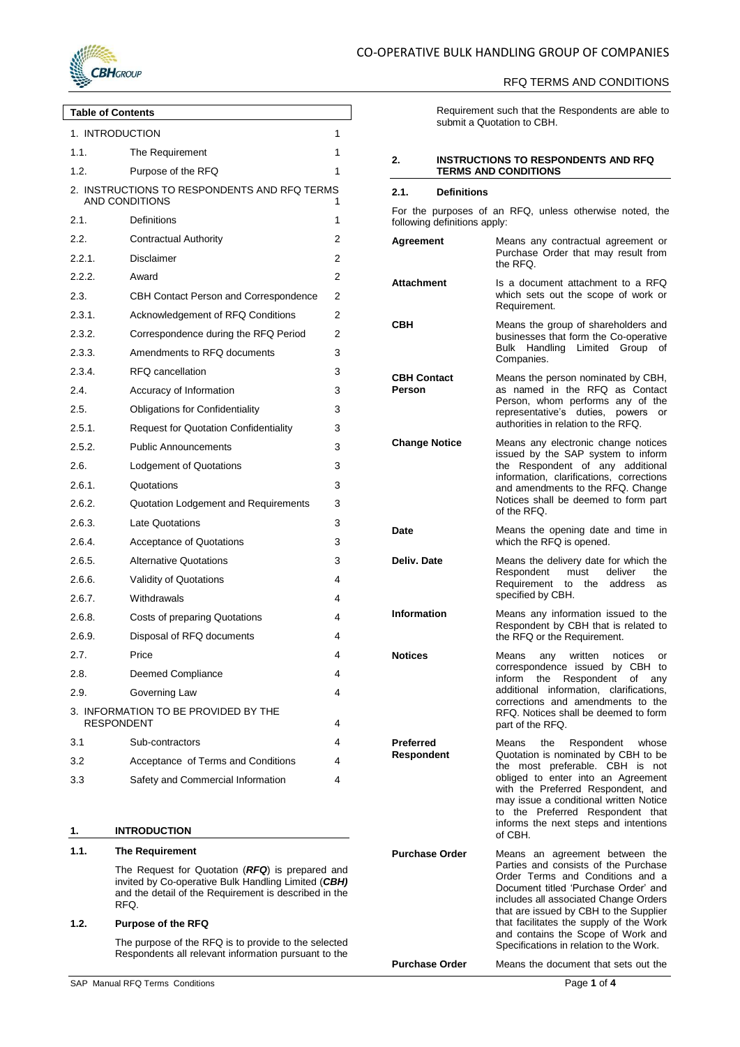**Table of Contents**

| | | |
|---|---|---|
| 1. INTRODUCTION | | 1 |
| 1.1. | The Requirement | 1 |
| 1.2. | Purpose of the RFQ | 1 |
| 2. INSTRUCTIONS TO RESPONDENTS AND RFQ TERMS AND CONDITIONS | | 1 |
| 2.1. | Definitions | 1 |
| 2.2. | Contractual Authority | 2 |
| 2.2.1. | Disclaimer | 2 |
| 2.2.2. | Award | 2 |
| 2.3. | CBH Contact Person and Correspondence | 2 |
| 2.3.1. | Acknowledgement of RFQ Conditions | 2 |
| 2.3.2. | Correspondence during the RFQ Period | 2 |
| 2.3.3. | Amendments to RFQ documents | 3 |
| 2.3.4. | RFQ cancellation | 3 |
| 2.4. | Accuracy of Information | 3 |
| 2.5. | Obligations for Confidentiality | 3 |
| 2.5.1. | Request for Quotation Confidentiality | 3 |
| 2.5.2. | Public Announcements | 3 |
| 2.6. | Lodgement of Quotations | 3 |
| 2.6.1. | Quotations | 3 |
| 2.6.2. | Quotation Lodgement and Requirements | 3 |
| 2.6.3. | Late Quotations | 3 |
| 2.6.4. | Acceptance of Quotations | 3 |
| 2.6.5. | Alternative Quotations | 3 |
| 2.6.6. | Validity of Quotations | 4 |
| 2.6.7. | Withdrawals | 4 |
| 2.6.8. | Costs of preparing Quotations | 4 |
| 2.6.9. | Disposal of RFQ documents | 4 |
| 2.7. | Price | 4 |
| 2.8. | Deemed Compliance | 4 |
| 2.9. | Governing Law | 4 |
| 3. INFORMATION TO BE PROVIDED BY THE RESPONDENT | | 4 |
| 3.1 | Sub-contractors | 4 |
| 3.2 | Acceptance of Terms and Conditions | 4 |
| 3.3 | Safety and Commercial Information | 4 |

## 1. INTRODUCTION

### 1.1. The Requirement

The Request for Quotation (***RFQ***) is prepared and invited by Co-operative Bulk Handling Limited (***CBH)*** and the detail of the Requirement is described in the RFQ.

### 1.2. Purpose of the RFQ

The purpose of the RFQ is to provide to the selected Respondents all relevant information pursuant to the Requirement such that the Respondents are able to submit a Quotation to CBH.

## 2. INSTRUCTIONS TO RESPONDENTS AND RFQ TERMS AND CONDITIONS

### 2.1. Definitions

For the purposes of an RFQ, unless otherwise noted, the following definitions apply:

| | |
|---|---|
| **Agreement** | Means any contractual agreement or Purchase Order that may result from the RFQ. |
| **Attachment** | Is a document attachment to a RFQ which sets out the scope of work or Requirement. |
| **CBH** | Means the group of shareholders and businesses that form the Co-operative Bulk Handling Limited Group of Companies. |
| **CBH Contact Person** | Means the person nominated by CBH, as named in the RFQ as Contact Person, whom performs any of the representative's duties, powers or authorities in relation to the RFQ. |
| **Change Notice** | Means any electronic change notices issued by the SAP system to inform the Respondent of any additional information, clarifications, corrections and amendments to the RFQ. Change Notices shall be deemed to form part of the RFQ. |
| **Date** | Means the opening date and time in which the RFQ is opened. |
| **Deliv. Date** | Means the delivery date for which the Respondent must deliver the Requirement to the address as specified by CBH. |
| **Information** | Means any information issued to the Respondent by CBH that is related to the RFQ or the Requirement. |
| **Notices** | Means any written notices or correspondence issued by CBH to inform the Respondent of any additional information, clarifications, corrections and amendments to the RFQ. Notices shall be deemed to form part of the RFQ. |
| **Preferred Respondent** | Means the Respondent whose Quotation is nominated by CBH to be the most preferable. CBH is not obliged to enter into an Agreement with the Preferred Respondent, and may issue a conditional written Notice to the Preferred Respondent that informs the next steps and intentions of CBH. |
| **Purchase Order** | Means an agreement between the Parties and consists of the Purchase Order Terms and Conditions and a Document titled 'Purchase Order' and includes all associated Change Orders that are issued by CBH to the Supplier that facilitates the supply of the Work and contains the Scope of Work and Specifications in relation to the Work. |
| **Purchase Order** | Means the document that sets out the |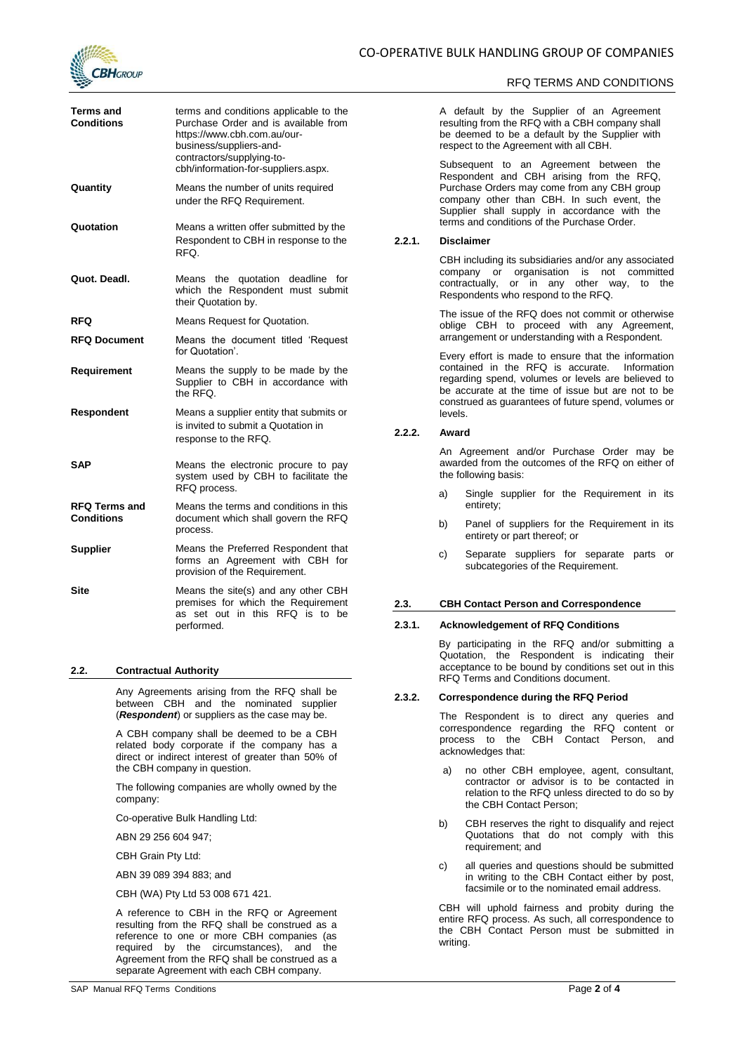| | |
|---|---|
| **Terms and Conditions** | terms and conditions applicable to the Purchase Order and is available from https://www.cbh.com.au/our-business/suppliers-and-contractors/supplying-to-cbh/information-for-suppliers.aspx. |
| **Quantity** | Means the number of units required under the RFQ Requirement. |
| **Quotation** | Means a written offer submitted by the Respondent to CBH in response to the RFQ. |
| **Quot. Deadl.** | Means the quotation deadline for which the Respondent must submit their Quotation by. |
| **RFQ** | Means Request for Quotation. |
| **RFQ Document** | Means the document titled 'Request for Quotation'. |
| **Requirement** | Means the supply to be made by the Supplier to CBH in accordance with the RFQ. |
| **Respondent** | Means a supplier entity that submits or is invited to submit a Quotation in response to the RFQ. |
| **SAP** | Means the electronic procure to pay system used by CBH to facilitate the RFQ process. |
| **RFQ Terms and Conditions** | Means the terms and conditions in this document which shall govern the RFQ process. |
| **Supplier** | Means the Preferred Respondent that forms an Agreement with CBH for provision of the Requirement. |
| **Site** | Means the site(s) and any other CBH premises for which the Requirement as set out in this RFQ is to be performed. |

## 2.2. Contractual Authority

Any Agreements arising from the RFQ shall be between CBH and the nominated supplier (***Respondent***) or suppliers as the case may be.

A CBH company shall be deemed to be a CBH related body corporate if the company has a direct or indirect interest of greater than 50% of the CBH company in question.

The following companies are wholly owned by the company:

Co-operative Bulk Handling Ltd:

ABN 29 256 604 947;

CBH Grain Pty Ltd:

ABN 39 089 394 883; and

CBH (WA) Pty Ltd 53 008 671 421.

A reference to CBH in the RFQ or Agreement resulting from the RFQ shall be construed as a reference to one or more CBH companies (as required by the circumstances), and the Agreement from the RFQ shall be construed as a separate Agreement with each CBH company.

A default by the Supplier of an Agreement resulting from the RFQ with a CBH company shall be deemed to be a default by the Supplier with respect to the Agreement with all CBH.

Subsequent to an Agreement between the Respondent and CBH arising from the RFQ, Purchase Orders may come from any CBH group company other than CBH. In such event, the Supplier shall supply in accordance with the terms and conditions of the Purchase Order.

### 2.2.1. Disclaimer

CBH including its subsidiaries and/or any associated company or organisation is not committed contractually, or in any other way, to the Respondents who respond to the RFQ.

The issue of the RFQ does not commit or otherwise oblige CBH to proceed with any Agreement, arrangement or understanding with a Respondent.

Every effort is made to ensure that the information contained in the RFQ is accurate. Information regarding spend, volumes or levels are believed to be accurate at the time of issue but are not to be construed as guarantees of future spend, volumes or levels.

### 2.2.2. Award

An Agreement and/or Purchase Order may be awarded from the outcomes of the RFQ on either of the following basis:

a) Single supplier for the Requirement in its entirety;

b) Panel of suppliers for the Requirement in its entirety or part thereof; or

c) Separate suppliers for separate parts or subcategories of the Requirement.

## 2.3. CBH Contact Person and Correspondence

### 2.3.1. Acknowledgement of RFQ Conditions

By participating in the RFQ and/or submitting a Quotation, the Respondent is indicating their acceptance to be bound by conditions set out in this RFQ Terms and Conditions document.

### 2.3.2. Correspondence during the RFQ Period

The Respondent is to direct any queries and correspondence regarding the RFQ content or process to the CBH Contact Person, and acknowledges that:

a) no other CBH employee, agent, consultant, contractor or advisor is to be contacted in relation to the RFQ unless directed to do so by the CBH Contact Person;

b) CBH reserves the right to disqualify and reject Quotations that do not comply with this requirement; and

c) all queries and questions should be submitted in writing to the CBH Contact either by post, facsimile or to the nominated email address.

CBH will uphold fairness and probity during the entire RFQ process. As such, all correspondence to the CBH Contact Person must be submitted in writing.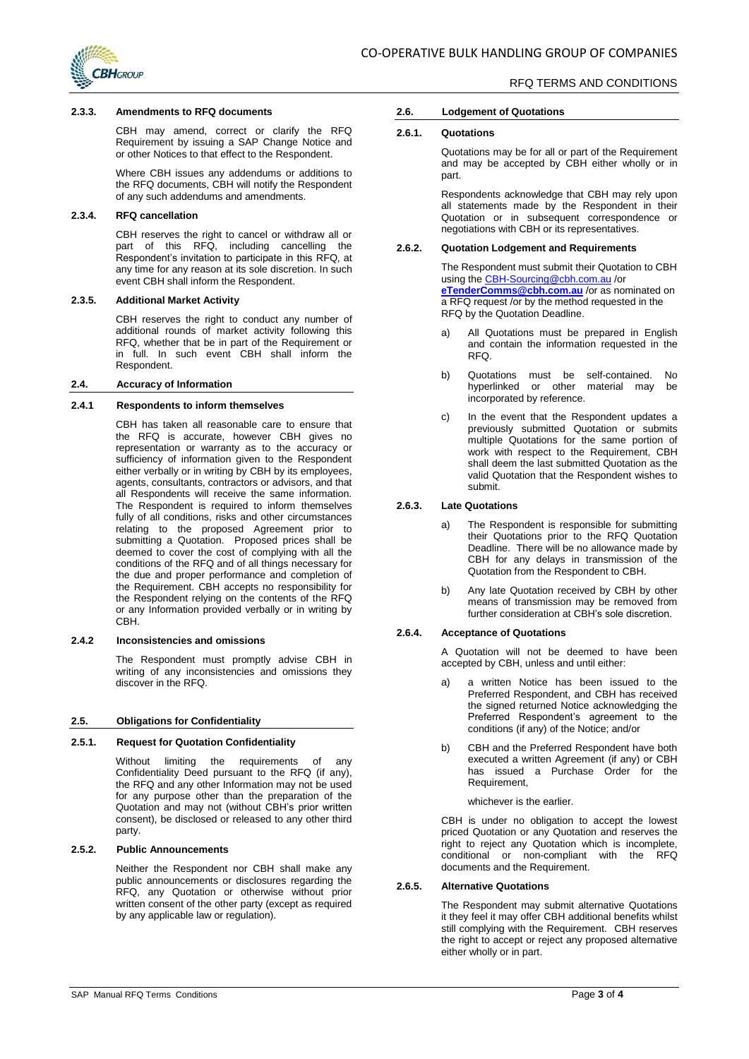#### 2.3.3. Amendments to RFQ documents

CBH may amend, correct or clarify the RFQ Requirement by issuing a SAP Change Notice and or other Notices to that effect to the Respondent.

Where CBH issues any addendums or additions to the RFQ documents, CBH will notify the Respondent of any such addendums and amendments.

#### 2.3.4. RFQ cancellation

CBH reserves the right to cancel or withdraw all or part of this RFQ, including cancelling the Respondent's invitation to participate in this RFQ, at any time for any reason at its sole discretion. In such event CBH shall inform the Respondent.

#### 2.3.5. Additional Market Activity

CBH reserves the right to conduct any number of additional rounds of market activity following this RFQ, whether that be in part of the Requirement or in full. In such event CBH shall inform the Respondent.

### 2.4. Accuracy of Information

#### 2.4.1 Respondents to inform themselves

CBH has taken all reasonable care to ensure that the RFQ is accurate, however CBH gives no representation or warranty as to the accuracy or sufficiency of information given to the Respondent either verbally or in writing by CBH by its employees, agents, consultants, contractors or advisors, and that all Respondents will receive the same information. The Respondent is required to inform themselves fully of all conditions, risks and other circumstances relating to the proposed Agreement prior to submitting a Quotation. Proposed prices shall be deemed to cover the cost of complying with all the conditions of the RFQ and of all things necessary for the due and proper performance and completion of the Requirement. CBH accepts no responsibility for the Respondent relying on the contents of the RFQ or any Information provided verbally or in writing by CBH.

#### 2.4.2 Inconsistencies and omissions

The Respondent must promptly advise CBH in writing of any inconsistencies and omissions they discover in the RFQ.

### 2.5. Obligations for Confidentiality

#### 2.5.1. Request for Quotation Confidentiality

Without limiting the requirements of any Confidentiality Deed pursuant to the RFQ (if any), the RFQ and any other Information may not be used for any purpose other than the preparation of the Quotation and may not (without CBH's prior written consent), be disclosed or released to any other third party.

#### 2.5.2. Public Announcements

Neither the Respondent nor CBH shall make any public announcements or disclosures regarding the RFQ, any Quotation or otherwise without prior written consent of the other party (except as required by any applicable law or regulation).

### 2.6. Lodgement of Quotations

#### 2.6.1. Quotations

Quotations may be for all or part of the Requirement and may be accepted by CBH either wholly or in part.

Respondents acknowledge that CBH may rely upon all statements made by the Respondent in their Quotation or in subsequent correspondence or negotiations with CBH or its representatives.

#### 2.6.2. Quotation Lodgement and Requirements

The Respondent must submit their Quotation to CBH using the CBH-Sourcing@cbh.com.au /or **eTenderComms@cbh.com.au** /or as nominated on a RFQ request /or by the method requested in the RFQ by the Quotation Deadline.

a) All Quotations must be prepared in English and contain the information requested in the RFQ.

b) Quotations must be self-contained. No hyperlinked or other material may be incorporated by reference.

c) In the event that the Respondent updates a previously submitted Quotation or submits multiple Quotations for the same portion of work with respect to the Requirement, CBH shall deem the last submitted Quotation as the valid Quotation that the Respondent wishes to submit.

#### 2.6.3. Late Quotations

a) The Respondent is responsible for submitting their Quotations prior to the RFQ Quotation Deadline. There will be no allowance made by CBH for any delays in transmission of the Quotation from the Respondent to CBH.

b) Any late Quotation received by CBH by other means of transmission may be removed from further consideration at CBH's sole discretion.

#### 2.6.4. Acceptance of Quotations

A Quotation will not be deemed to have been accepted by CBH, unless and until either:

a) a written Notice has been issued to the Preferred Respondent, and CBH has received the signed returned Notice acknowledging the Preferred Respondent's agreement to the conditions (if any) of the Notice; and/or

b) CBH and the Preferred Respondent have both executed a written Agreement (if any) or CBH has issued a Purchase Order for the Requirement,

whichever is the earlier.

CBH is under no obligation to accept the lowest priced Quotation or any Quotation and reserves the right to reject any Quotation which is incomplete, conditional or non-compliant with the RFQ documents and the Requirement.

#### 2.6.5. Alternative Quotations

The Respondent may submit alternative Quotations it they feel it may offer CBH additional benefits whilst still complying with the Requirement. CBH reserves the right to accept or reject any proposed alternative either wholly or in part.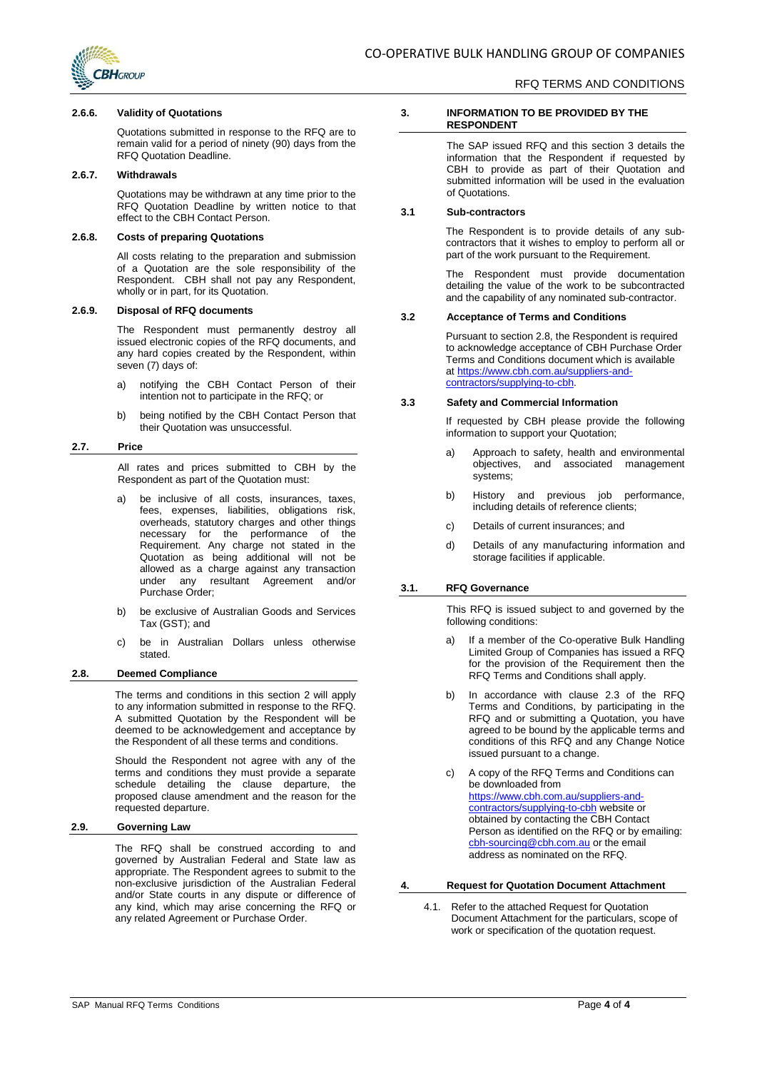#### 2.6.6. Validity of Quotations

Quotations submitted in response to the RFQ are to remain valid for a period of ninety (90) days from the RFQ Quotation Deadline.

#### 2.6.7. Withdrawals

Quotations may be withdrawn at any time prior to the RFQ Quotation Deadline by written notice to that effect to the CBH Contact Person.

#### 2.6.8. Costs of preparing Quotations

All costs relating to the preparation and submission of a Quotation are the sole responsibility of the Respondent. CBH shall not pay any Respondent, wholly or in part, for its Quotation.

#### 2.6.9. Disposal of RFQ documents

The Respondent must permanently destroy all issued electronic copies of the RFQ documents, and any hard copies created by the Respondent, within seven (7) days of:

a) notifying the CBH Contact Person of their intention not to participate in the RFQ; or

b) being notified by the CBH Contact Person that their Quotation was unsuccessful.

### 2.7. Price

All rates and prices submitted to CBH by the Respondent as part of the Quotation must:

a) be inclusive of all costs, insurances, taxes, fees, expenses, liabilities, obligations risk, overheads, statutory charges and other things necessary for the performance of the Requirement. Any charge not stated in the Quotation as being additional will not be allowed as a charge against any transaction under any resultant Agreement and/or Purchase Order;

b) be exclusive of Australian Goods and Services Tax (GST); and

c) be in Australian Dollars unless otherwise stated.

### 2.8. Deemed Compliance

The terms and conditions in this section 2 will apply to any information submitted in response to the RFQ. A submitted Quotation by the Respondent will be deemed to be acknowledgement and acceptance by the Respondent of all these terms and conditions.

Should the Respondent not agree with any of the terms and conditions they must provide a separate schedule detailing the clause departure, the proposed clause amendment and the reason for the requested departure.

### 2.9. Governing Law

The RFQ shall be construed according to and governed by Australian Federal and State law as appropriate. The Respondent agrees to submit to the non-exclusive jurisdiction of the Australian Federal and/or State courts in any dispute or difference of any kind, which may arise concerning the RFQ or any related Agreement or Purchase Order.

## 3. INFORMATION TO BE PROVIDED BY THE RESPONDENT

The SAP issued RFQ and this section 3 details the information that the Respondent if requested by CBH to provide as part of their Quotation and submitted information will be used in the evaluation of Quotations.

### 3.1 Sub-contractors

The Respondent is to provide details of any sub-contractors that it wishes to employ to perform all or part of the work pursuant to the Requirement.

The Respondent must provide documentation detailing the value of the work to be subcontracted and the capability of any nominated sub-contractor.

### 3.2 Acceptance of Terms and Conditions

Pursuant to section 2.8, the Respondent is required to acknowledge acceptance of CBH Purchase Order Terms and Conditions document which is available at https://www.cbh.com.au/suppliers-and-contractors/supplying-to-cbh.

### 3.3 Safety and Commercial Information

If requested by CBH please provide the following information to support your Quotation;

a) Approach to safety, health and environmental objectives, and associated management systems;

b) History and previous job performance, including details of reference clients;

c) Details of current insurances; and

d) Details of any manufacturing information and storage facilities if applicable.

### 3.1. RFQ Governance

This RFQ is issued subject to and governed by the following conditions:

a) If a member of the Co-operative Bulk Handling Limited Group of Companies has issued a RFQ for the provision of the Requirement then the RFQ Terms and Conditions shall apply.

b) In accordance with clause 2.3 of the RFQ Terms and Conditions, by participating in the RFQ and or submitting a Quotation, you have agreed to be bound by the applicable terms and conditions of this RFQ and any Change Notice issued pursuant to a change.

c) A copy of the RFQ Terms and Conditions can be downloaded from https://www.cbh.com.au/suppliers-and-contractors/supplying-to-cbh website or obtained by contacting the CBH Contact Person as identified on the RFQ or by emailing: cbh-sourcing@cbh.com.au or the email address as nominated on the RFQ.

## 4. Request for Quotation Document Attachment

4.1. Refer to the attached Request for Quotation Document Attachment for the particulars, scope of work or specification of the quotation request.